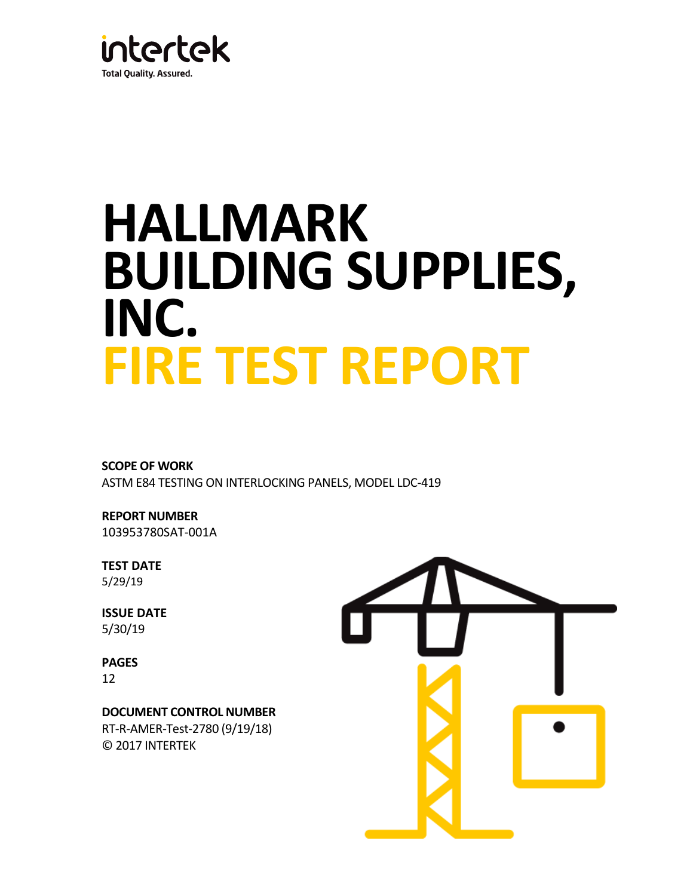intertek

Total Quality. Assured.

# HALLMARK BUILDING SUPPLIES, INC.

# FIRE TEST REPORT

**SCOPE OF WORK**

ASTM E84 TESTING ON INTERLOCKING PANELS, MODEL LDC-419

**REPORT NUMBER**

103953780SAT-001A

**TEST DATE**

5/29/19

**ISSUE DATE**

5/30/19

**PAGES**

12

**DOCUMENT CONTROL NUMBER**

RT-R-AMER-Test-2780 (9/19/18)

© 2017 INTERTEK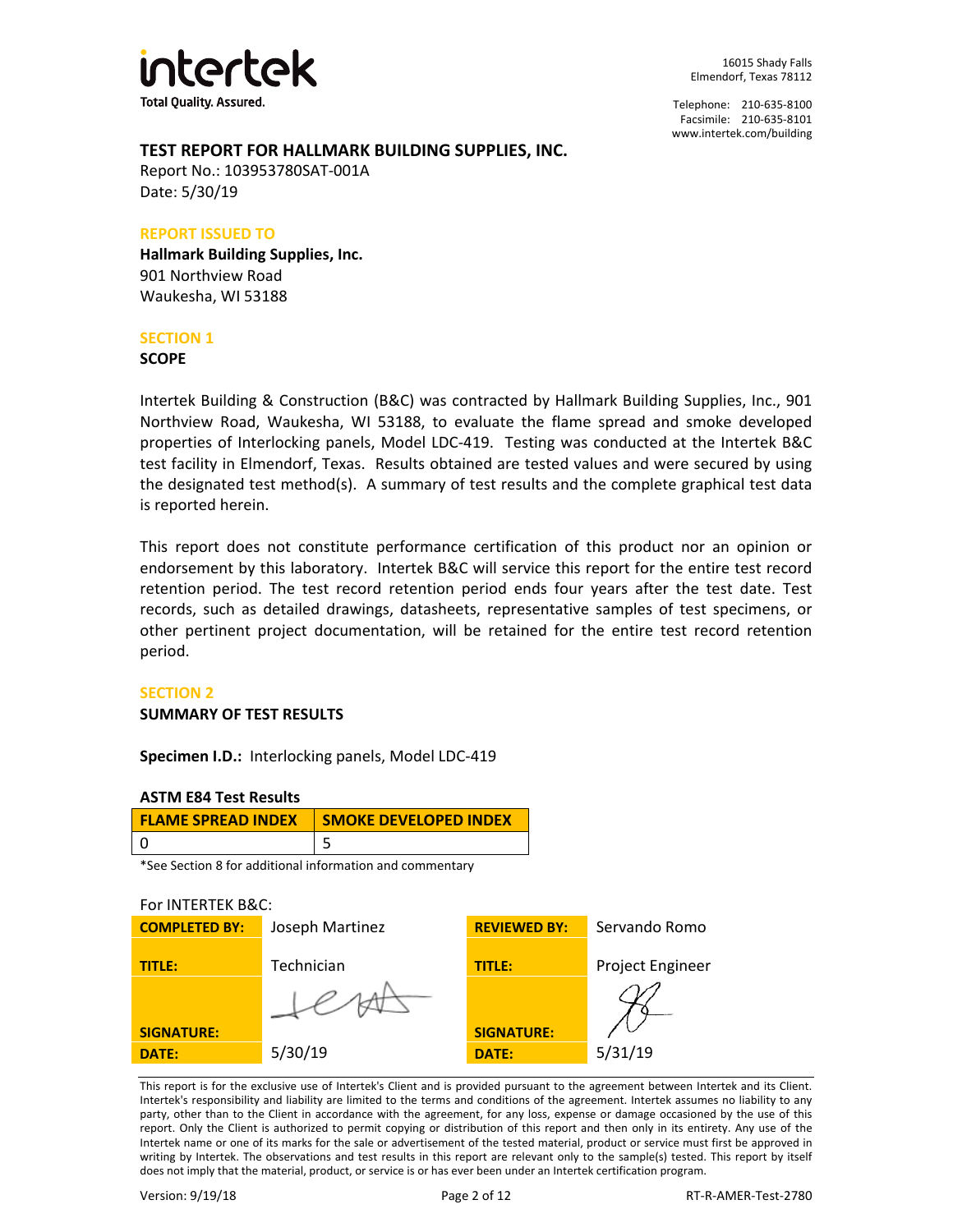intertek

Total Quality. Assured.

16015 Shady Falls
Elmendorf, Texas 78112

Telephone: 210-635-8100
Facsimile: 210-635-8101
www.intertek.com/building

## TEST REPORT FOR HALLMARK BUILDING SUPPLIES, INC.

Report No.: 103953780SAT-001A
Date: 5/30/19

### REPORT ISSUED TO

**Hallmark Building Supplies, Inc.**
901 Northview Road
Waukesha, WI 53188

### SECTION 1

**SCOPE**

Intertek Building & Construction (B&C) was contracted by Hallmark Building Supplies, Inc., 901 Northview Road, Waukesha, WI 53188, to evaluate the flame spread and smoke developed properties of Interlocking panels, Model LDC-419. Testing was conducted at the Intertek B&C test facility in Elmendorf, Texas. Results obtained are tested values and were secured by using the designated test method(s). A summary of test results and the complete graphical test data is reported herein.

This report does not constitute performance certification of this product nor an opinion or endorsement by this laboratory. Intertek B&C will service this report for the entire test record retention period. The test record retention period ends four years after the test date. Test records, such as detailed drawings, datasheets, representative samples of test specimens, or other pertinent project documentation, will be retained for the entire test record retention period.

### SECTION 2

**SUMMARY OF TEST RESULTS**

**Specimen I.D.:** Interlocking panels, Model LDC-419

**ASTM E84 Test Results**

| FLAME SPREAD INDEX | SMOKE DEVELOPED INDEX |
|---|---|
| 0 | 5 |

*See Section 8 for additional information and commentary

For INTERTEK B&C:

| | | | |
|---|---|---|---|
| **COMPLETED BY:** | Joseph Martinez | **REVIEWED BY:** | Servando Romo |
| **TITLE:** | Technician | **TITLE:** | Project Engineer |
| **SIGNATURE:** | [signature] | **SIGNATURE:** | [signature] |
| **DATE:** | 5/30/19 | **DATE:** | 5/31/19 |

This report is for the exclusive use of Intertek's Client and is provided pursuant to the agreement between Intertek and its Client. Intertek's responsibility and liability are limited to the terms and conditions of the agreement. Intertek assumes no liability to any party, other than to the Client in accordance with the agreement, for any loss, expense or damage occasioned by the use of this report. Only the Client is authorized to permit copying or distribution of this report and then only in its entirety. Any use of the Intertek name or one of its marks for the sale or advertisement of the tested material, product or service must first be approved in writing by Intertek. The observations and test results in this report are relevant only to the sample(s) tested. This report by itself does not imply that the material, product, or service is or has ever been under an Intertek certification program.

Version: 9/19/18 RT-R-AMER-Test-2780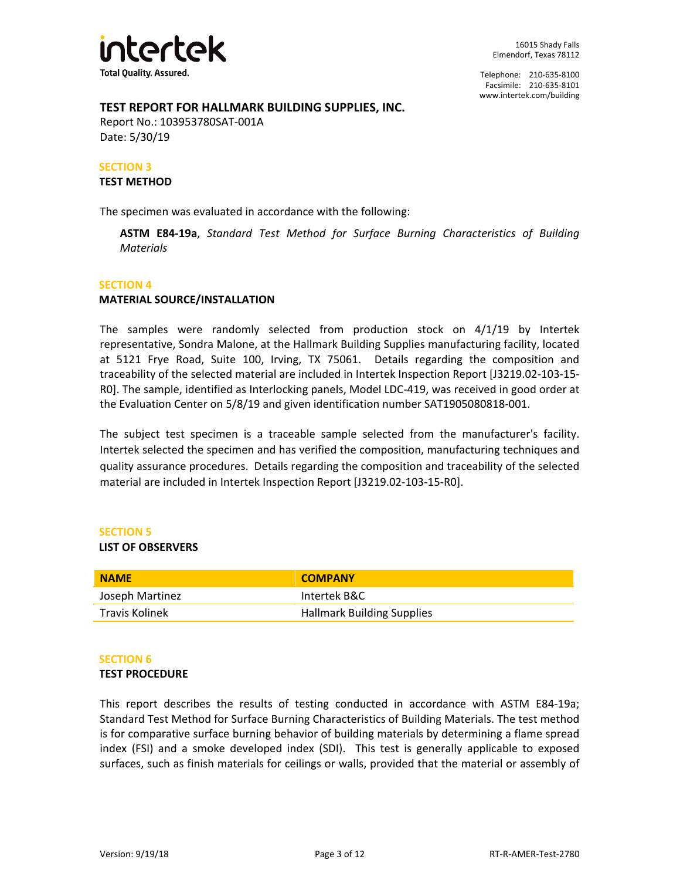## TEST REPORT FOR HALLMARK BUILDING SUPPLIES, INC.

Report No.: 103953780SAT-001A
Date: 5/30/19

### SECTION 3
### TEST METHOD

The specimen was evaluated in accordance with the following:

> **ASTM E84-19a**, *Standard Test Method for Surface Burning Characteristics of Building Materials*

### SECTION 4
### MATERIAL SOURCE/INSTALLATION

The samples were randomly selected from production stock on 4/1/19 by Intertek representative, Sondra Malone, at the Hallmark Building Supplies manufacturing facility, located at 5121 Frye Road, Suite 100, Irving, TX 75061. Details regarding the composition and traceability of the selected material are included in Intertek Inspection Report [J3219.02-103-15-R0]. The sample, identified as Interlocking panels, Model LDC-419, was received in good order at the Evaluation Center on 5/8/19 and given identification number SAT1905080818-001.

The subject test specimen is a traceable sample selected from the manufacturer's facility. Intertek selected the specimen and has verified the composition, manufacturing techniques and quality assurance procedures. Details regarding the composition and traceability of the selected material are included in Intertek Inspection Report [J3219.02-103-15-R0].

### SECTION 5
### LIST OF OBSERVERS

| NAME | COMPANY |
|---|---|
| Joseph Martinez | Intertek B&C |
| Travis Kolinek | Hallmark Building Supplies |

### SECTION 6
### TEST PROCEDURE

This report describes the results of testing conducted in accordance with ASTM E84-19a; Standard Test Method for Surface Burning Characteristics of Building Materials. The test method is for comparative surface burning behavior of building materials by determining a flame spread index (FSI) and a smoke developed index (SDI). This test is generally applicable to exposed surfaces, such as finish materials for ceilings or walls, provided that the material or assembly of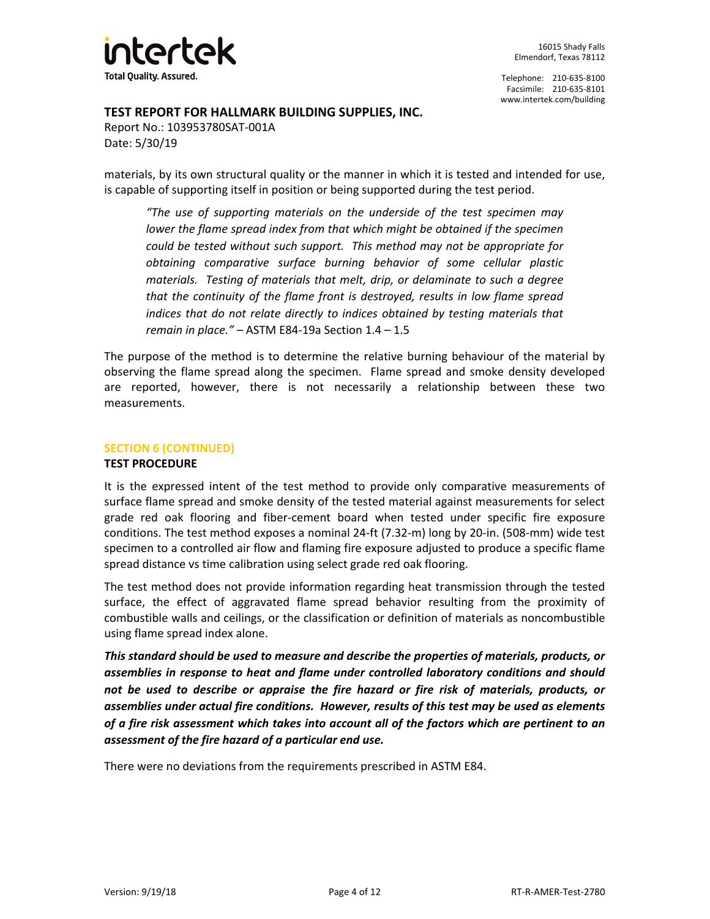materials, by its own structural quality or the manner in which it is tested and intended for use, is capable of supporting itself in position or being supported during the test period.

> *"The use of supporting materials on the underside of the test specimen may lower the flame spread index from that which might be obtained if the specimen could be tested without such support. This method may not be appropriate for obtaining comparative surface burning behavior of some cellular plastic materials. Testing of materials that melt, drip, or delaminate to such a degree that the continuity of the flame front is destroyed, results in low flame spread indices that do not relate directly to indices obtained by testing materials that remain in place."* – ASTM E84-19a Section 1.4 – 1.5

The purpose of the method is to determine the relative burning behaviour of the material by observing the flame spread along the specimen. Flame spread and smoke density developed are reported, however, there is not necessarily a relationship between these two measurements.

## SECTION 6 (CONTINUED)

### TEST PROCEDURE

It is the expressed intent of the test method to provide only comparative measurements of surface flame spread and smoke density of the tested material against measurements for select grade red oak flooring and fiber-cement board when tested under specific fire exposure conditions. The test method exposes a nominal 24-ft (7.32-m) long by 20-in. (508-mm) wide test specimen to a controlled air flow and flaming fire exposure adjusted to produce a specific flame spread distance vs time calibration using select grade red oak flooring.

The test method does not provide information regarding heat transmission through the tested surface, the effect of aggravated flame spread behavior resulting from the proximity of combustible walls and ceilings, or the classification or definition of materials as noncombustible using flame spread index alone.

***This standard should be used to measure and describe the properties of materials, products, or assemblies in response to heat and flame under controlled laboratory conditions and should not be used to describe or appraise the fire hazard or fire risk of materials, products, or assemblies under actual fire conditions. However, results of this test may be used as elements of a fire risk assessment which takes into account all of the factors which are pertinent to an assessment of the fire hazard of a particular end use.***

There were no deviations from the requirements prescribed in ASTM E84.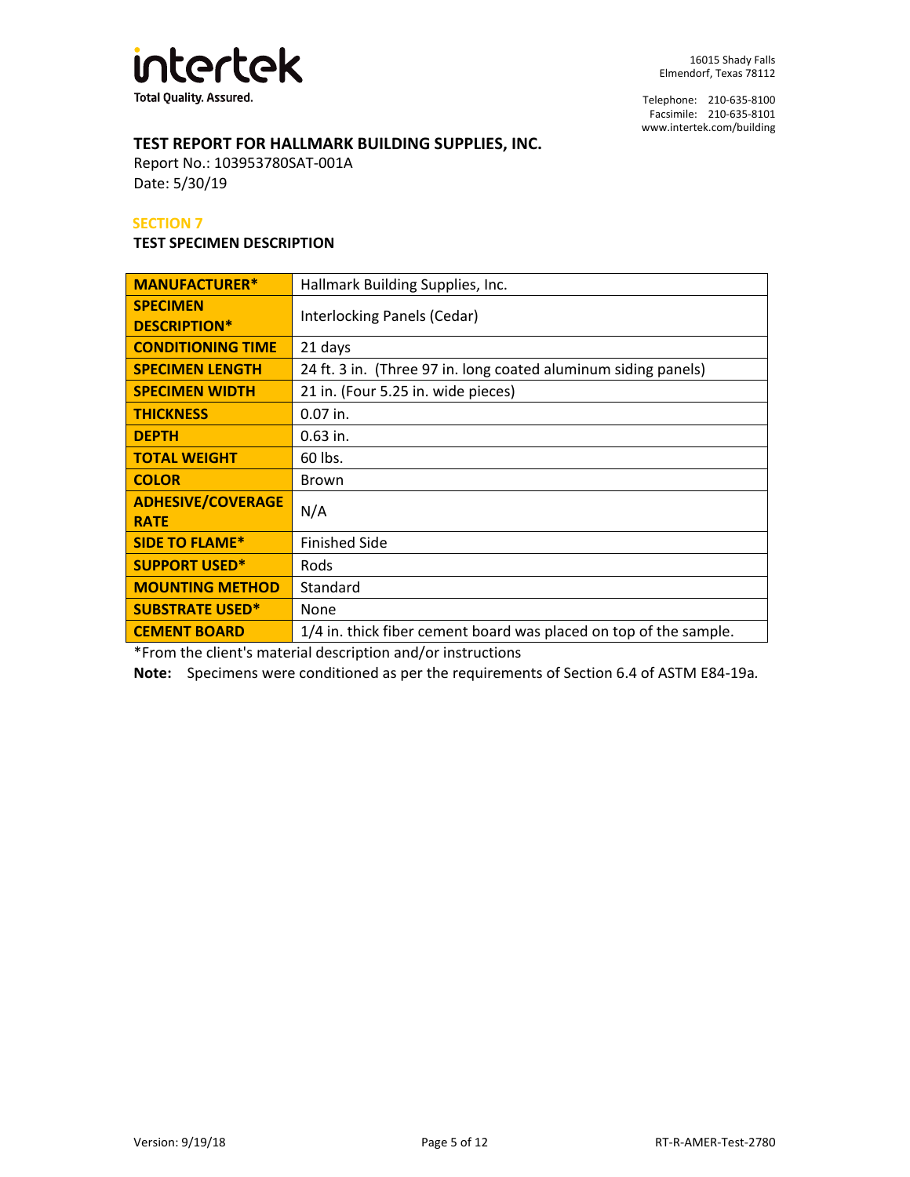## TEST REPORT FOR HALLMARK BUILDING SUPPLIES, INC.

Report No.: 103953780SAT-001A
Date: 5/30/19

### SECTION 7

### TEST SPECIMEN DESCRIPTION

| | |
|---|---|
| **MANUFACTURER*** | Hallmark Building Supplies, Inc. |
| **SPECIMEN DESCRIPTION*** | Interlocking Panels (Cedar) |
| **CONDITIONING TIME** | 21 days |
| **SPECIMEN LENGTH** | 24 ft. 3 in. (Three 97 in. long coated aluminum siding panels) |
| **SPECIMEN WIDTH** | 21 in. (Four 5.25 in. wide pieces) |
| **THICKNESS** | 0.07 in. |
| **DEPTH** | 0.63 in. |
| **TOTAL WEIGHT** | 60 lbs. |
| **COLOR** | Brown |
| **ADHESIVE/COVERAGE RATE** | N/A |
| **SIDE TO FLAME*** | Finished Side |
| **SUPPORT USED*** | Rods |
| **MOUNTING METHOD** | Standard |
| **SUBSTRATE USED*** | None |
| **CEMENT BOARD** | 1/4 in. thick fiber cement board was placed on top of the sample. |

*From the client's material description and/or instructions

**Note:** Specimens were conditioned as per the requirements of Section 6.4 of ASTM E84-19a.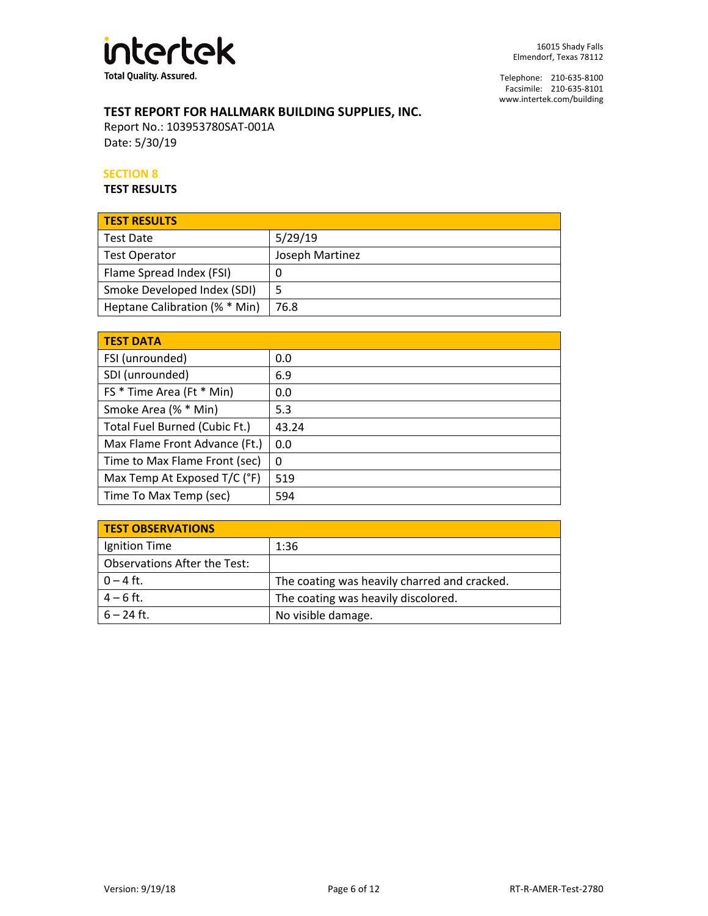## TEST REPORT FOR HALLMARK BUILDING SUPPLIES, INC.

Report No.: 103953780SAT-001A
Date: 5/30/19

### SECTION 8
### TEST RESULTS

| TEST RESULTS | |
|---|---|
| Test Date | 5/29/19 |
| Test Operator | Joseph Martinez |
| Flame Spread Index (FSI) | 0 |
| Smoke Developed Index (SDI) | 5 |
| Heptane Calibration (% * Min) | 76.8 |

| TEST DATA | |
|---|---|
| FSI (unrounded) | 0.0 |
| SDI (unrounded) | 6.9 |
| FS * Time Area (Ft * Min) | 0.0 |
| Smoke Area (% * Min) | 5.3 |
| Total Fuel Burned (Cubic Ft.) | 43.24 |
| Max Flame Front Advance (Ft.) | 0.0 |
| Time to Max Flame Front (sec) | 0 |
| Max Temp At Exposed T/C (°F) | 519 |
| Time To Max Temp (sec) | 594 |

| TEST OBSERVATIONS | |
|---|---|
| Ignition Time | 1:36 |
| Observations After the Test: | |
| 0 – 4 ft. | The coating was heavily charred and cracked. |
| 4 – 6 ft. | The coating was heavily discolored. |
| 6 – 24 ft. | No visible damage. |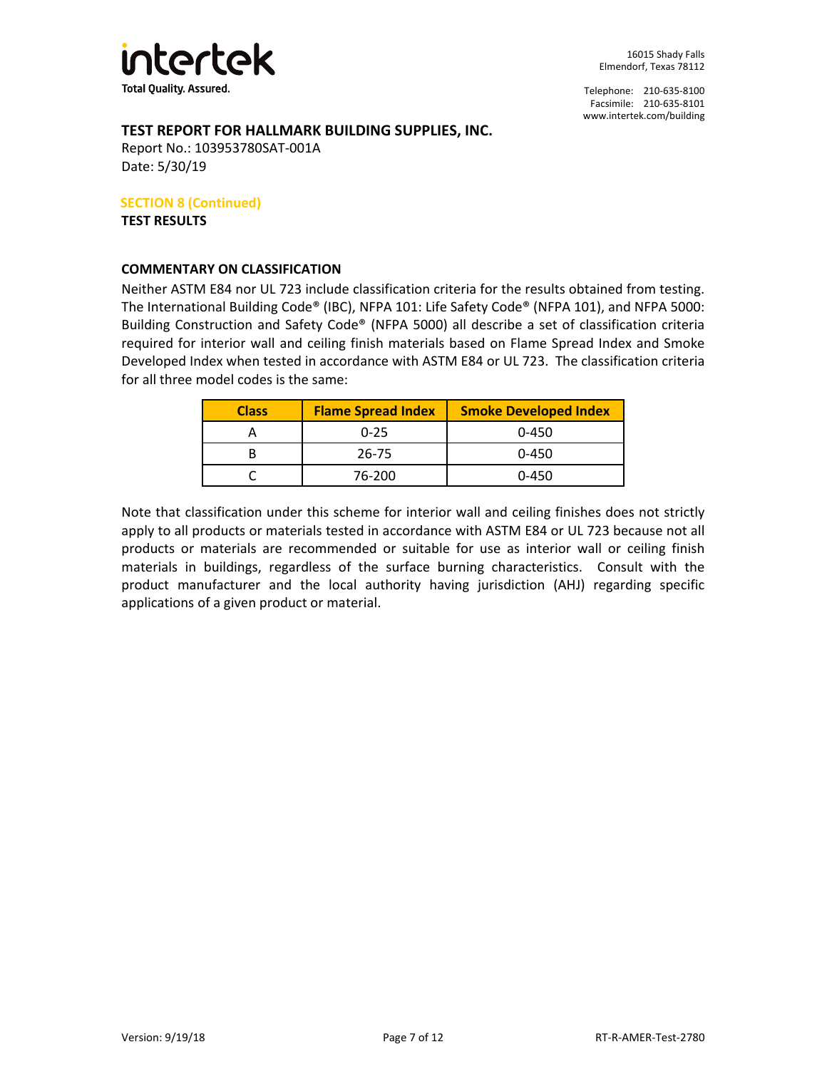## TEST REPORT FOR HALLMARK BUILDING SUPPLIES, INC.

Report No.: 103953780SAT-001A
Date: 5/30/19

**SECTION 8 (Continued)**

**TEST RESULTS**

### COMMENTARY ON CLASSIFICATION

Neither ASTM E84 nor UL 723 include classification criteria for the results obtained from testing. The International Building Code® (IBC), NFPA 101: Life Safety Code® (NFPA 101), and NFPA 5000: Building Construction and Safety Code® (NFPA 5000) all describe a set of classification criteria required for interior wall and ceiling finish materials based on Flame Spread Index and Smoke Developed Index when tested in accordance with ASTM E84 or UL 723. The classification criteria for all three model codes is the same:

| Class | Flame Spread Index | Smoke Developed Index |
|---|---|---|
| A | 0-25 | 0-450 |
| B | 26-75 | 0-450 |
| C | 76-200 | 0-450 |

Note that classification under this scheme for interior wall and ceiling finishes does not strictly apply to all products or materials tested in accordance with ASTM E84 or UL 723 because not all products or materials are recommended or suitable for use as interior wall or ceiling finish materials in buildings, regardless of the surface burning characteristics. Consult with the product manufacturer and the local authority having jurisdiction (AHJ) regarding specific applications of a given product or material.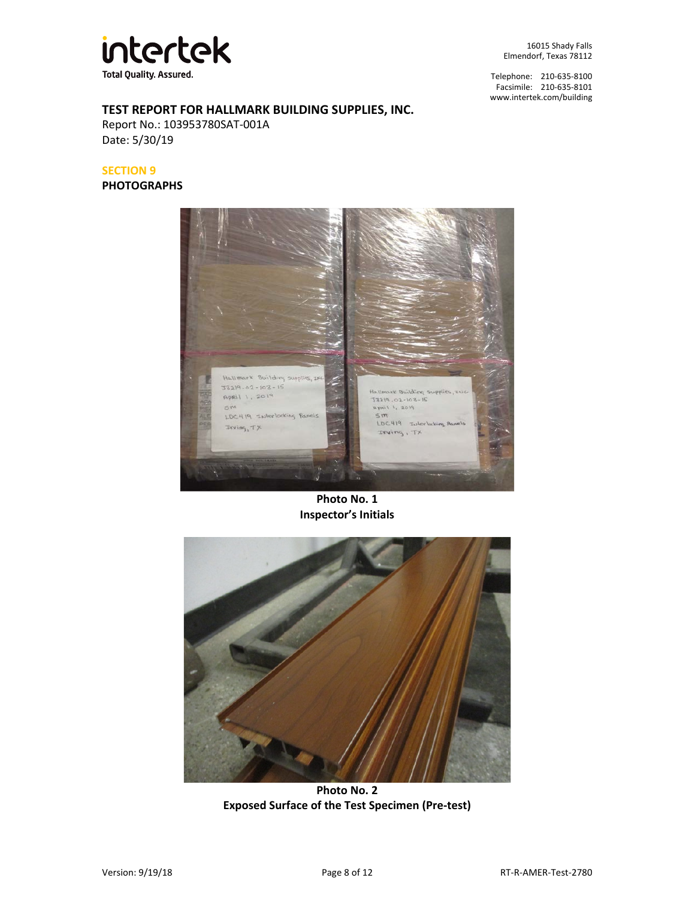**TEST REPORT FOR HALLMARK BUILDING SUPPLIES, INC.**
Report No.: 103953780SAT-001A
Date: 5/30/19

## SECTION 9

**PHOTOGRAPHS**

**Photo No. 1**
**Inspector's Initials**

**Photo No. 2**
**Exposed Surface of the Test Specimen (Pre-test)**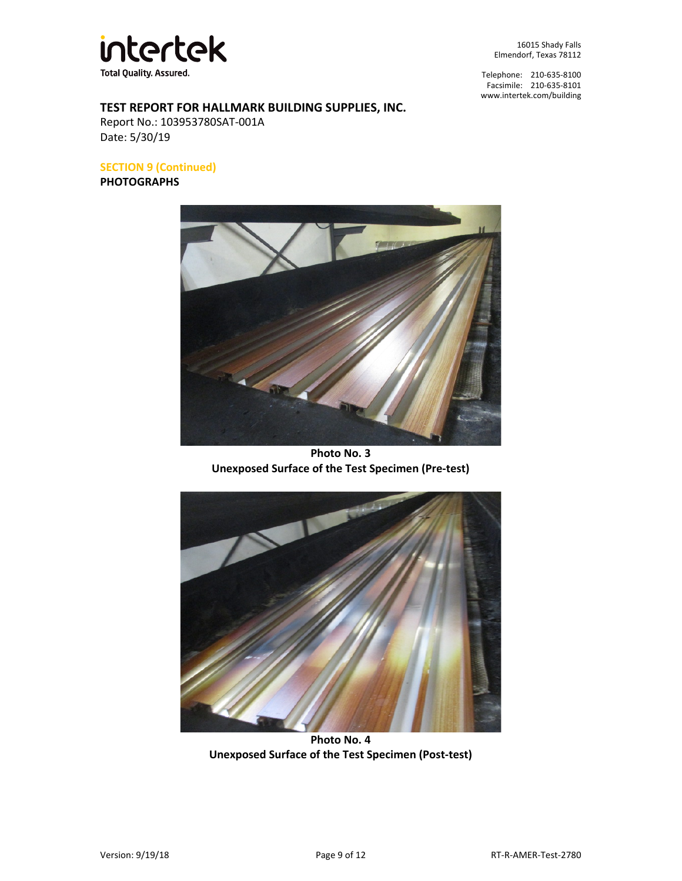## TEST REPORT FOR HALLMARK BUILDING SUPPLIES, INC.

Report No.: 103953780SAT-001A
Date: 5/30/19

### SECTION 9 (Continued)

**PHOTOGRAPHS**

**Photo No. 3**
**Unexposed Surface of the Test Specimen (Pre-test)**

**Photo No. 4**
**Unexposed Surface of the Test Specimen (Post-test)**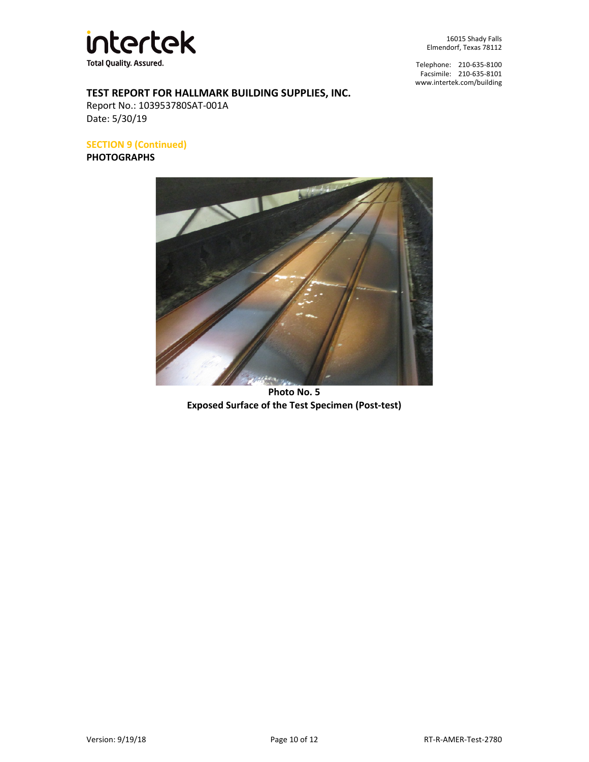**TEST REPORT FOR HALLMARK BUILDING SUPPLIES, INC.**

Report No.: 103953780SAT-001A

Date: 5/30/19

**SECTION 9 (Continued)**

**PHOTOGRAPHS**

**Photo No. 5**

**Exposed Surface of the Test Specimen (Post-test)**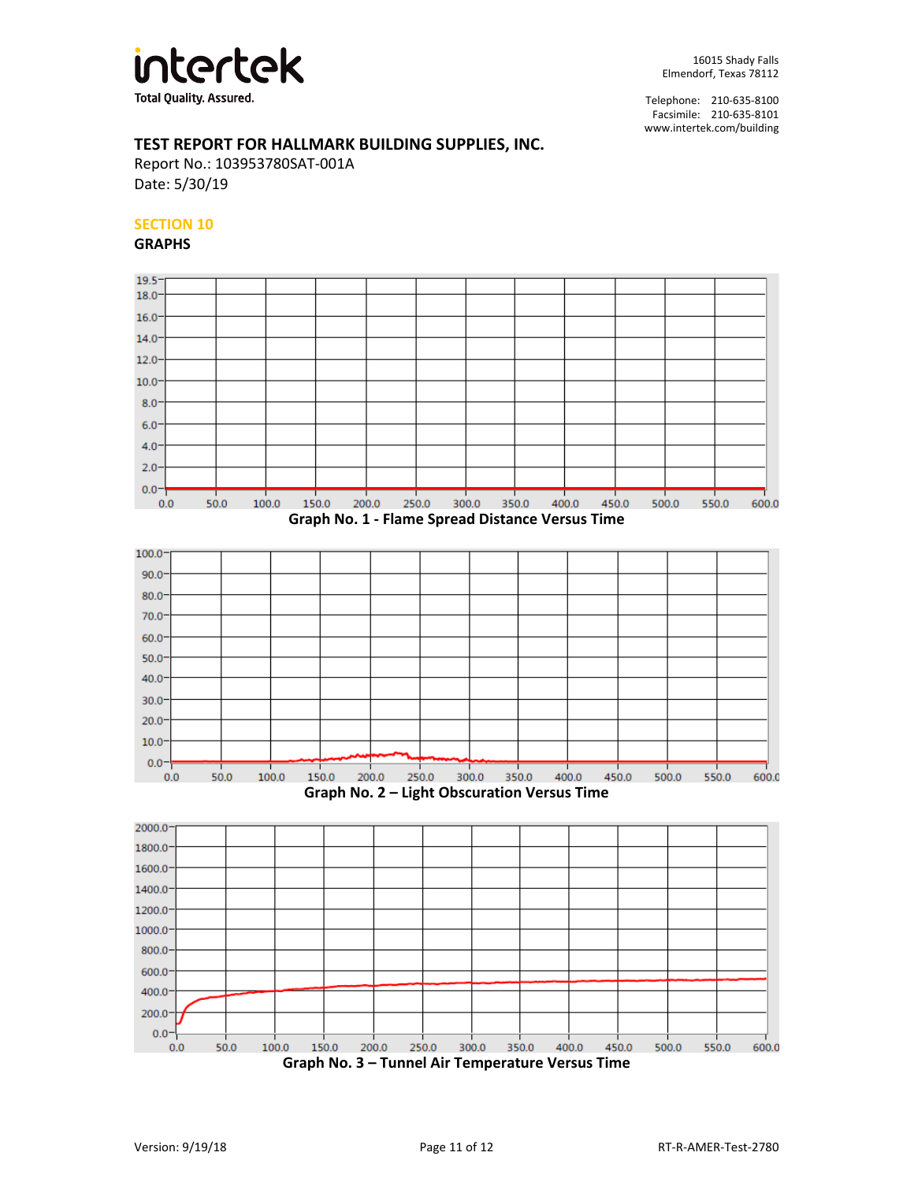TEST REPORT FOR HALLMARK BUILDING SUPPLIES, INC.

Report No.: 103953780SAT-001A

Date: 5/30/19

## SECTION 10

## GRAPHS

Graph No. 1 - Flame Spread Distance Versus Time

Graph No. 2 – Light Obscuration Versus Time

Graph No. 3 – Tunnel Air Temperature Versus Time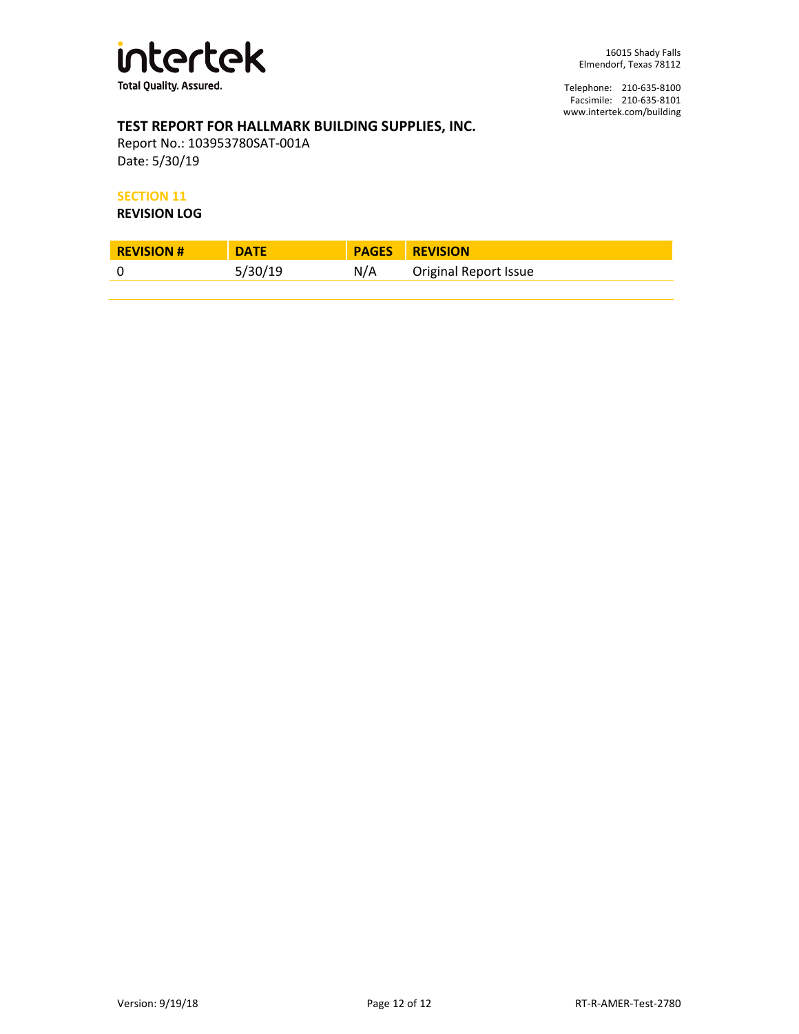**TEST REPORT FOR HALLMARK BUILDING SUPPLIES, INC.**

Report No.: 103953780SAT-001A

Date: 5/30/19

## SECTION 11

**REVISION LOG**

| REVISION # | DATE | PAGES | REVISION |
|---|---|---|---|
| 0 | 5/30/19 | N/A | Original Report Issue |